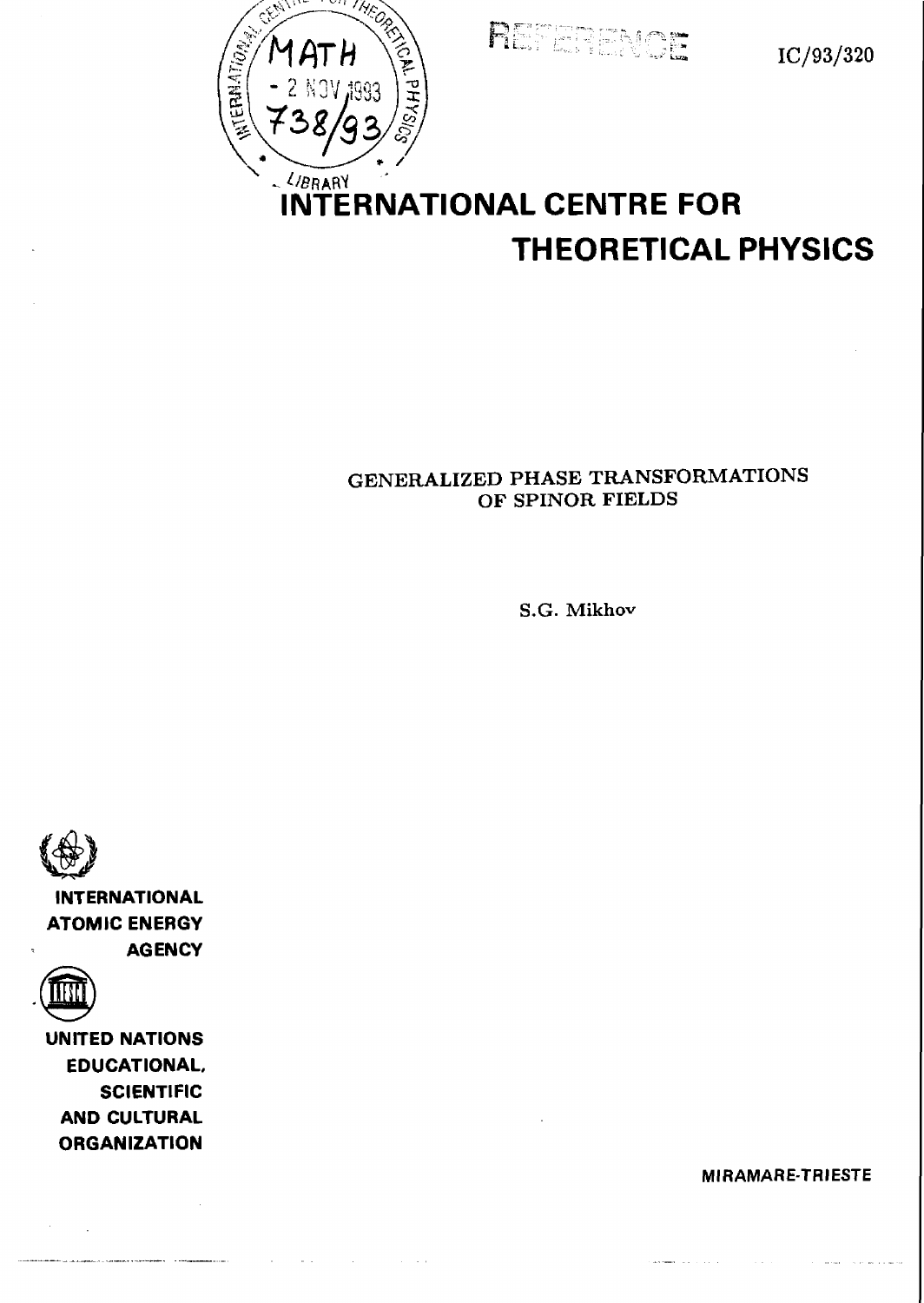REFERENCE

IC/93/320

# INTERNATIONAL CENTRE FOR THEORETICAL PHYSICS

## GENERALIZED PHASE TRANSFORMATIONS OF SPINOR FIELDS

S.G. Mikhov

INTERNATIONAL ATOMIC ENERGY AGENCY

UNITED NATIONS EDUCATIONAL, SCIENTIFIC AND CULTURAL ORGANIZATION

MIRAMARE-TRIESTE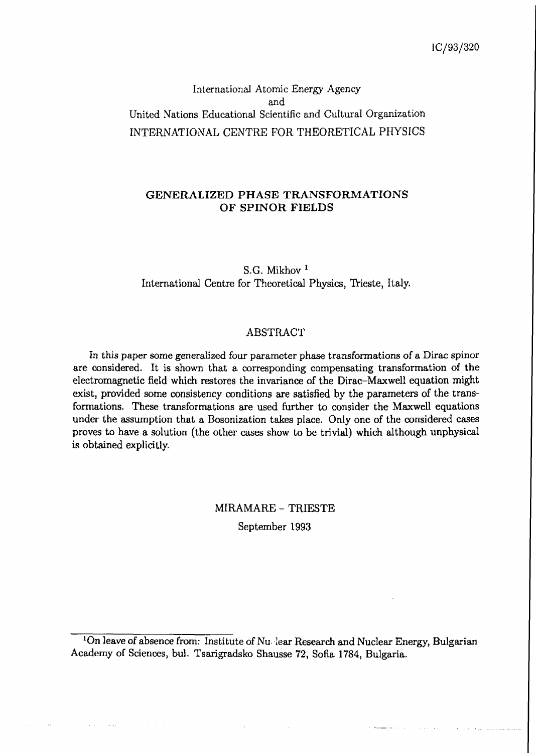IC/93/320

International Atomic Energy Agency
and
United Nations Educational Scientific and Cultural Organization
INTERNATIONAL CENTRE FOR THEORETICAL PHYSICS

# GENERALIZED PHASE TRANSFORMATIONS OF SPINOR FIELDS

S.G. Mikhov [1]
International Centre for Theoretical Physics, Trieste, Italy.

## ABSTRACT

In this paper some generalized four parameter phase transformations of a Dirac spinor are considered. It is shown that a corresponding compensating transformation of the electromagnetic field which restores the invariance of the Dirac–Maxwell equation might exist, provided some consistency conditions are satisfied by the parameters of the transformations. These transformations are used further to consider the Maxwell equations under the assumption that a Bosonization takes place. Only one of the considered cases proves to have a solution (the other cases show to be trivial) which although unphysical is obtained explicitly.

MIRAMARE – TRIESTE
September 1993

[1] On leave of absence from: Institute of Nu lear Research and Nuclear Energy, Bulgarian Academy of Sciences, bul. Tsarigradsko Shausse 72, Sofia 1784, Bulgaria.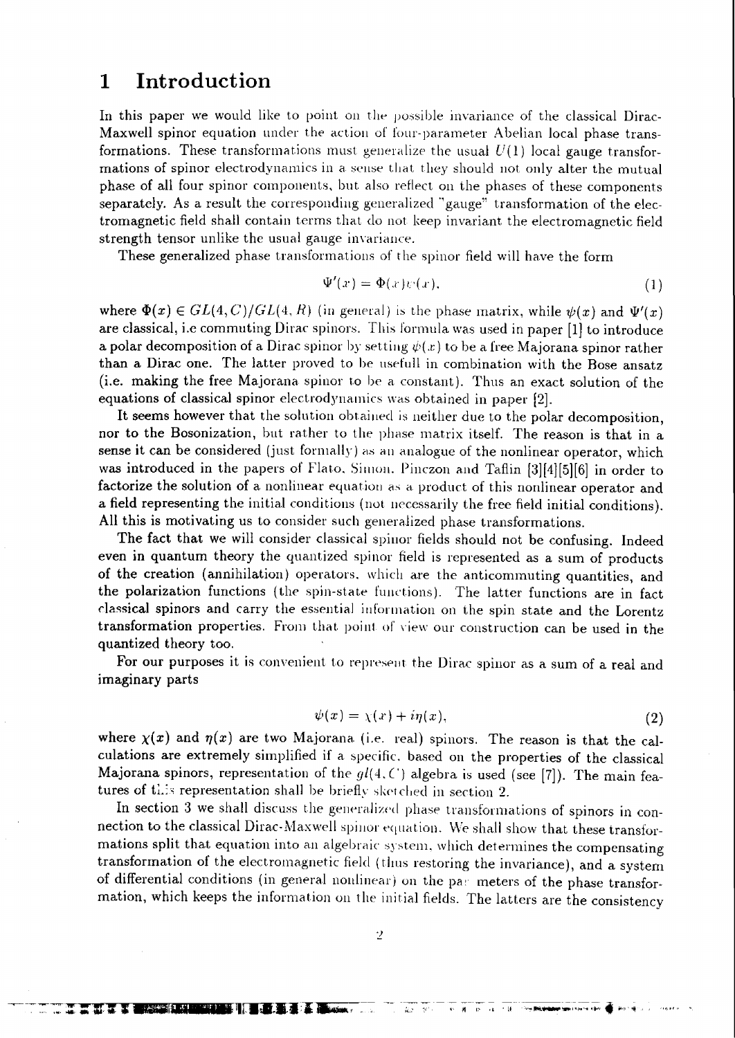# 1 Introduction

In this paper we would like to point on the possible invariance of the classical Dirac-Maxwell spinor equation under the action of four-parameter Abelian local phase transformations. These transformations must generalize the usual $U(1)$ local gauge transformations of spinor electrodynamics in a sense that they should not only alter the mutual phase of all four spinor components, but also reflect on the phases of these components separately. As a result the corresponding generalized "gauge" transformation of the electromagnetic field shall contain terms that do not keep invariant the electromagnetic field strength tensor unlike the usual gauge invariance.

These generalized phase transformations of the spinor field will have the form

$$\Psi'(x) = \Phi(x)\psi(x), \tag{1}$$

where $\Phi(x) \in GL(4, C)/GL(4, R)$ (in general) is the phase matrix, while $\psi(x)$ and $\Psi'(x)$ are classical, i.e commuting Dirac spinors. This formula was used in paper [1] to introduce a polar decomposition of a Dirac spinor by setting $\psi(x)$ to be a free Majorana spinor rather than a Dirac one. The latter proved to be usefull in combination with the Bose ansatz (i.e. making the free Majorana spinor to be a constant). Thus an exact solution of the equations of classical spinor electrodynamics was obtained in paper [2].

It seems however that the solution obtained is neither due to the polar decomposition, nor to the Bosonization, but rather to the phase matrix itself. The reason is that in a sense it can be considered (just formally) as an analogue of the nonlinear operator, which was introduced in the papers of Flato, Simon, Pinczon and Taflin [3][4][5][6] in order to factorize the solution of a nonlinear equation as a product of this nonlinear operator and a field representing the initial conditions (not necessarily the free field initial conditions). All this is motivating us to consider such generalized phase transformations.

The fact that we will consider classical spinor fields should not be confusing. Indeed even in quantum theory the quantized spinor field is represented as a sum of products of the creation (annihilation) operators, which are the anticommuting quantities, and the polarization functions (the spin-state functions). The latter functions are in fact classical spinors and carry the essential information on the spin state and the Lorentz transformation properties. From that point of view our construction can be used in the quantized theory too.

For our purposes it is convenient to represent the Dirac spinor as a sum of a real and imaginary parts

$$\psi(x) = \chi(x) + i\eta(x), \tag{2}$$

where $\chi(x)$ and $\eta(x)$ are two Majorana (i.e. real) spinors. The reason is that the calculations are extremely simplified if a specific, based on the properties of the classical Majorana spinors, representation of the $gl(4, C)$ algebra is used (see [7]). The main features of this representation shall be briefly sketched in section 2.

In section 3 we shall discuss the generalized phase transformations of spinors in connection to the classical Dirac-Maxwell spinor equation. We shall show that these transformations split that equation into an algebraic system, which determines the compensating transformation of the electromagnetic field (thus restoring the invariance), and a system of differential conditions (in general nonlinear) on the parameters of the phase transformation, which keeps the information on the initial fields. The latters are the consistency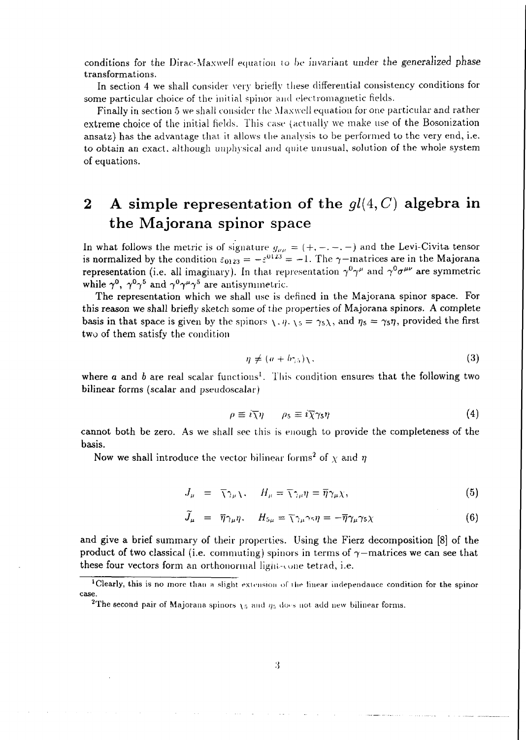conditions for the Dirac-Maxwell equation to be invariant under the *generalized phase* transformations.

In section 4 we shall consider very briefly these differential consistency conditions for some particular choice of the initial spinor and electromagnetic fields.

Finally in section 5 we shall consider the Maxwell equation for one particular and rather extreme choice of the initial fields. This case (actually we make use of the Bosonization ansatz) has the advantage that it allows the analysis to be performed to the very end, i.e. to obtain an exact, although unphysical and quite unusual, solution of the whole system of equations.

## 2 A simple representation of the $gl(4, C)$ algebra in the Majorana spinor space

In what follows the metric is of signature $g_{\mu\nu} = (+, -, -, -)$ and the Levi-Civita tensor is normalized by the condition $\varepsilon_{0123} = -\varepsilon^{0123} = -1$. The $\gamma-$matrices are in the Majorana representation (i.e. all imaginary). In that representation $\gamma^0\gamma^\mu$ and $\gamma^0\sigma^{\mu\nu}$ are symmetric while $\gamma^0$, $\gamma^0\gamma^5$ and $\gamma^0\gamma^\mu\gamma^5$ are antisymmetric.

The representation which we shall use is defined in the Majorana spinor space. For this reason we shall briefly sketch some of the properties of Majorana spinors. A complete basis in that space is given by the spinors $\chi, \eta, \chi_5 = \gamma_5\chi$, and $\eta_5 = \gamma_5\eta$, provided the first two of them satisfy the condition

$$\eta \neq (a + b\gamma_5)\chi, \tag{3}$$

where $a$ and $b$ are real scalar functions[1]. This condition ensures that the following two bilinear forms (scalar and pseudoscalar)

$$\rho \equiv i\overline{\chi}\eta \qquad \rho_5 \equiv i\overline{\chi}\gamma_5\eta \tag{4}$$

cannot both be zero. As we shall see this is enough to provide the completeness of the basis.

Now we shall introduce the vector bilinear forms[2] of $\chi$ and $\eta$

$$J_\mu = \overline{\chi}\gamma_\mu\chi, \quad H_\mu = \overline{\chi}\gamma_\mu\eta = \overline{\eta}\gamma_\mu\chi, \tag{5}$$

$$\widetilde{J}_\mu = \overline{\eta}\gamma_\mu\eta, \quad H_{5\mu} = \overline{\chi}\gamma_\mu\gamma_5\eta = -\overline{\eta}\gamma_\mu\gamma_5\chi \tag{6}$$

and give a brief summary of their properties. Using the Fierz decomposition [8] of the product of two classical (i.e. commuting) spinors in terms of $\gamma-$matrices we can see that these four vectors form an orthonormal light-cone tetrad, i.e.

---

[1] Clearly, this is no more than a slight extension of the linear independance condition for the spinor case.

[2] The second pair of Majorana spinors $\chi_5$ and $\eta_5$ does not add new bilinear forms.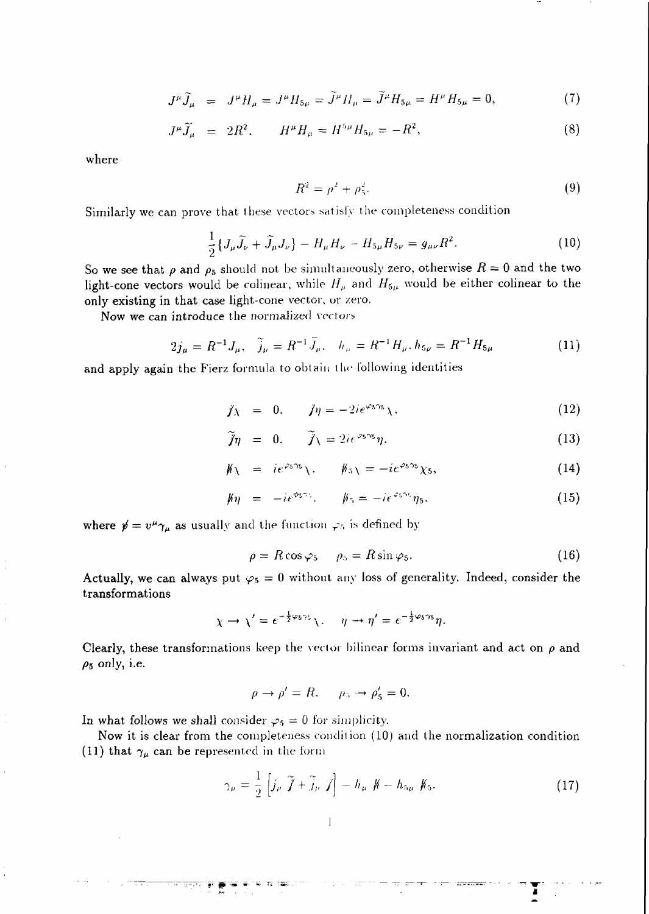$$J^\mu \widetilde{J}_\mu = J^\mu H_\mu = J^\mu H_{5\mu} = \widetilde{J}^\mu H_\mu = \widetilde{J}^\mu H_{5\mu} = H^\mu H_{5\mu} = 0, \tag{7}$$

$$J^\mu \widetilde{J}_\mu = 2R^2, \qquad H^\mu H_\mu = H^{5\mu} H_{5\mu} = -R^2, \tag{8}$$

where

$$R^2 = \rho^2 + \rho_5^2. \tag{9}$$

Similarly we can prove that these vectors satisfy the completeness condition

$$\frac{1}{2}\{J_\mu \widetilde{J}_\nu + \widetilde{J}_\mu J_\nu\} - H_\mu H_\nu - H_{5\mu} H_{5\nu} = g_{\mu\nu} R^2. \tag{10}$$

So we see that $\rho$ and $\rho_5$ should not be simultaneously zero, otherwise $R = 0$ and the two light-cone vectors would be colinear, while $H_\mu$ and $H_{5\mu}$ would be either colinear to the only existing in that case light-cone vector, or zero.

Now we can introduce the normalized vectors

$$2j_\mu = R^{-1} J_\mu, \quad \widetilde{j}_\mu = R^{-1} \widetilde{J}_\mu, \quad h_\mu = R^{-1} H_\mu, \, h_{5\mu} = R^{-1} H_{5\mu} \tag{11}$$

and apply again the Fierz formula to obtain the following identities

$$\not{j}\chi = 0, \qquad \not{j}\eta = -2ie^{\varphi_5\gamma_5}\chi, \tag{12}$$

$$\widetilde{\not{j}}\eta = 0, \qquad \widetilde{\not{j}}\chi = 2ie^{\varphi_5\gamma_5}\eta, \tag{13}$$

$$\not{h}\chi = ie^{\varphi_5\gamma_5}\chi, \qquad \not{h}_5\chi = -ie^{\varphi_5\gamma_5}\chi_5, \tag{14}$$

$$\not{h}\eta = -ie^{\varphi_5\gamma_5}, \qquad \not{h}_5 = -ie^{\varphi_5\gamma_5}\eta_5, \tag{15}$$

where $\not{v} = v^\mu\gamma_\mu$ as usually and the function $\varphi_5$ is defined by

$$\rho = R\cos\varphi_5 \qquad \rho_5 = R\sin\varphi_5. \tag{16}$$

Actually, we can always put $\varphi_5 = 0$ without any loss of generality. Indeed, consider the transformations

$$\chi \to \chi' = e^{-\frac{1}{2}\varphi_5\gamma_5}\chi, \quad \eta \to \eta' = e^{-\frac{1}{2}\varphi_5\gamma_5}\eta.$$

Clearly, these transformations keep the vector bilinear forms invariant and act on $\rho$ and $\rho_5$ only, i.e.

$$\rho \to \rho' = R, \qquad \rho_5 \to \rho_5' = 0.$$

In what follows we shall consider $\varphi_5 = 0$ for simplicity.

Now it is clear from the completeness condition (10) and the normalization condition (11) that $\gamma_\mu$ can be represented in the form

$$\gamma_\mu = \frac{1}{2}\left[j_\mu \widetilde{\not{j}} + \widetilde{j}_\mu \not{j}\right] - h_\mu \not{h} - h_{5\mu}\not{h}_5. \tag{17}$$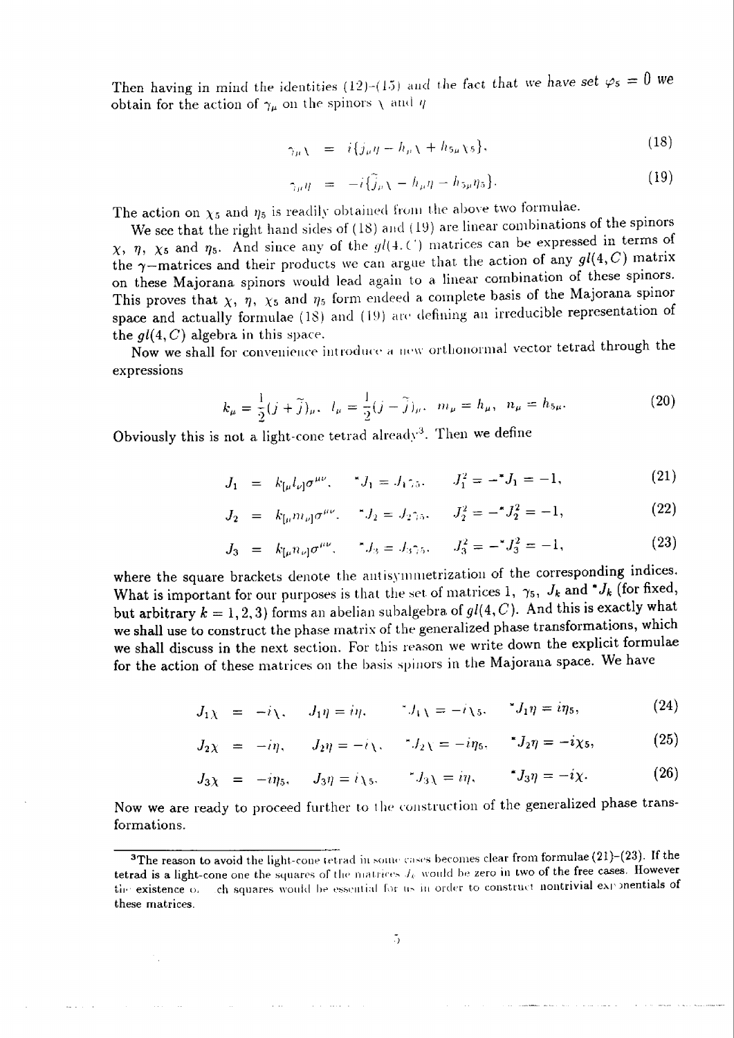Then having in mind the identities (12)–(15) and the fact that we have set $\varphi_5 = 0$ we obtain for the action of $\gamma_\mu$ on the spinors $\chi$ and $\eta$

$$\gamma_\mu \chi = i\{j_\mu \eta - h_\mu \chi + h_{5\mu} \chi_5\}, \tag{18}$$

$$\gamma_\mu \eta = -i\{\tilde{j}_\mu \chi - h_\mu \eta - h_{5\mu} \eta_5\}. \tag{19}$$

The action on $\chi_5$ and $\eta_5$ is readily obtained from the above two formulae.

We see that the right hand sides of (18) and (19) are linear combinations of the spinors $\chi$, $\eta$, $\chi_5$ and $\eta_5$. And since any of the $gl(4, C)$ matrices can be expressed in terms of the $\gamma$–matrices and their products we can argue that the action of any $gl(4, C)$ matrix on these Majorana spinors would lead again to a linear combination of these spinors. This proves that $\chi$, $\eta$, $\chi_5$ and $\eta_5$ form endeed a complete basis of the Majorana spinor space and actually formulae (18) and (19) are defining an irreducible representation of the $gl(4, C)$ algebra in this space.

Now we shall for convenience introduce a new orthonormal vector tetrad through the expressions

$$k_\mu = \frac{1}{2}(j + \tilde{j})_\mu, \quad l_\mu = \frac{1}{2}(j - \tilde{j})_\mu, \quad m_\mu = h_\mu, \quad n_\mu = h_{5\mu}. \tag{20}$$

Obviously this is not a light-cone tetrad already[3]. Then we define

$$J_1 = k_{[\mu} l_{\nu]} \sigma^{\mu\nu}, \quad {}^*J_1 = J_1 \gamma_5, \quad J_1^2 = -{}^*J_1 = -1, \tag{21}$$

$$J_2 = k_{[\mu} m_{\nu]} \sigma^{\mu\nu}, \quad {}^*J_2 = J_2 \gamma_5, \quad J_2^2 = -{}^*J_2^2 = -1, \tag{22}$$

$$J_3 = k_{[\mu} n_{\nu]} \sigma^{\mu\nu}, \quad {}^*J_3 = J_3 \gamma_5, \quad J_3^2 = -{}^*J_3^2 = -1, \tag{23}$$

where the square brackets denote the antisymmetrization of the corresponding indices. What is important for our purposes is that the set of matrices $1$, $\gamma_5$, $J_k$ and ${}^*J_k$ (for fixed, but arbitrary $k = 1, 2, 3$) forms an abelian subalgebra of $gl(4, C)$. And this is exactly what we shall use to construct the phase matrix of the generalized phase transformations, which we shall discuss in the next section. For this reason we write down the explicit formulae for the action of these matrices on the basis spinors in the Majorana space. We have

$$J_1 \chi = -i\chi, \quad J_1 \eta = i\eta, \quad {}^*J_1 \chi = -i\chi_5, \quad {}^*J_1 \eta = i\eta_5, \tag{24}$$

$$J_2 \chi = -i\eta, \quad J_2 \eta = -i\chi, \quad {}^*J_2 \chi = -i\eta_5, \quad {}^*J_2 \eta = -i\chi_5, \tag{25}$$

$$J_3 \chi = -i\eta_5, \quad J_3 \eta = i\chi_5, \quad {}^*J_3 \chi = i\eta, \quad {}^*J_3 \eta = -i\chi. \tag{26}$$

Now we are ready to proceed further to the construction of the generalized phase transformations.

---

[3]The reason to avoid the light-cone tetrad in some cases becomes clear from formulae (21)–(23). If the tetrad is a light-cone one the squares of the matrices $J_k$ would be zero in two of the free cases. However the existence of such squares would be essential for us in order to construct nontrivial exponentials of these matrices.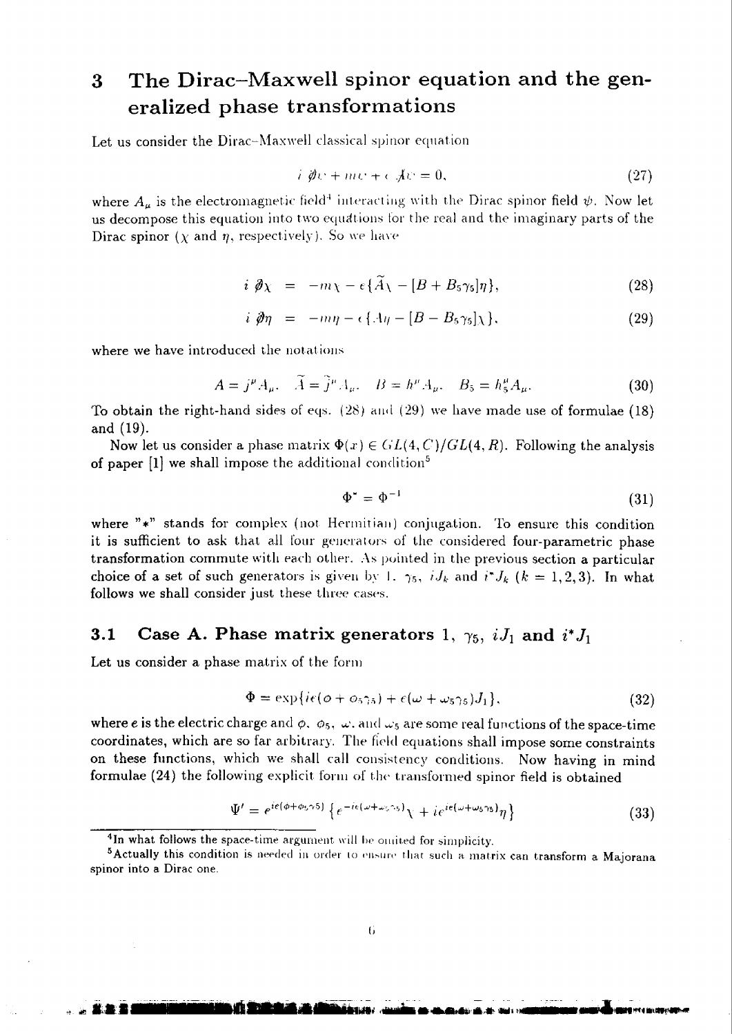# 3 The Dirac–Maxwell spinor equation and the generalized phase transformations

Let us consider the Dirac–Maxwell classical spinor equation

$$i \not{\partial}\psi + m\psi + e \not{A}\psi = 0, \tag{27}$$

where $A_\mu$ is the electromagnetic field[4] interacting with the Dirac spinor field $\psi$. Now let us decompose this equation into two equations for the real and the imaginary parts of the Dirac spinor ($\chi$ and $\eta$, respectively). So we have

$$i \not{\partial}\chi = -m\chi - e\{\widetilde{A}\chi - [B + B_5\gamma_5]\eta\}, \tag{28}$$

$$i \not{\partial}\eta = -m\eta - e\{A\eta - [B - B_5\gamma_5]\chi\}, \tag{29}$$

where we have introduced the notations

$$A = j^\mu A_\mu, \quad \widetilde{A} = \widetilde{j}^\mu A_\mu, \quad B = h^\mu A_\mu, \quad B_5 = h_5^\mu A_\mu. \tag{30}$$

To obtain the right-hand sides of eqs. (28) and (29) we have made use of formulae (18) and (19).

Now let us consider a phase matrix $\Phi(x) \in GL(4, C)/GL(4, R)$. Following the analysis of paper [1] we shall impose the additional condition[5]

$$\Phi^* = \Phi^{-1} \tag{31}$$

where "*" stands for complex (not Hermitian) conjugation. To ensure this condition it is sufficient to ask that all four generators of the considered four-parametric phase transformation commute with each other. As pointed in the previous section a particular choice of a set of such generators is given by $1$, $\gamma_5$, $iJ_k$ and $i^*J_k$ ($k = 1,2,3$). In what follows we shall consider just these three cases.

## 3.1 Case A. Phase matrix generators $1$, $\gamma_5$, $iJ_1$ and $i^*J_1$

Let us consider a phase matrix of the form

$$\Phi = \exp\{ie(\phi + \phi_5\gamma_5) + e(\omega + \omega_5\gamma_5)J_1\}, \tag{32}$$

where $e$ is the electric charge and $\phi$, $\phi_5$, $\omega$, and $\omega_5$ are some real functions of the space-time coordinates, which are so far arbitrary. The field equations shall impose some constraints on these functions, which we shall call consistency conditions. Now having in mind formulae (24) the following explicit form of the transformed spinor field is obtained

$$\Psi' = e^{ie(\phi+\phi_5\gamma_5)}\left\{e^{-ie(\omega+\omega_5\gamma_5)}\chi + ie^{ie(\omega+\omega_5\gamma_5)}\eta\right\} \tag{33}$$

---

[4] In what follows the space-time argument will be omited for simplicity.

[5] Actually this condition is needed in order to ensure that such a matrix can transform a Majorana spinor into a Dirac one.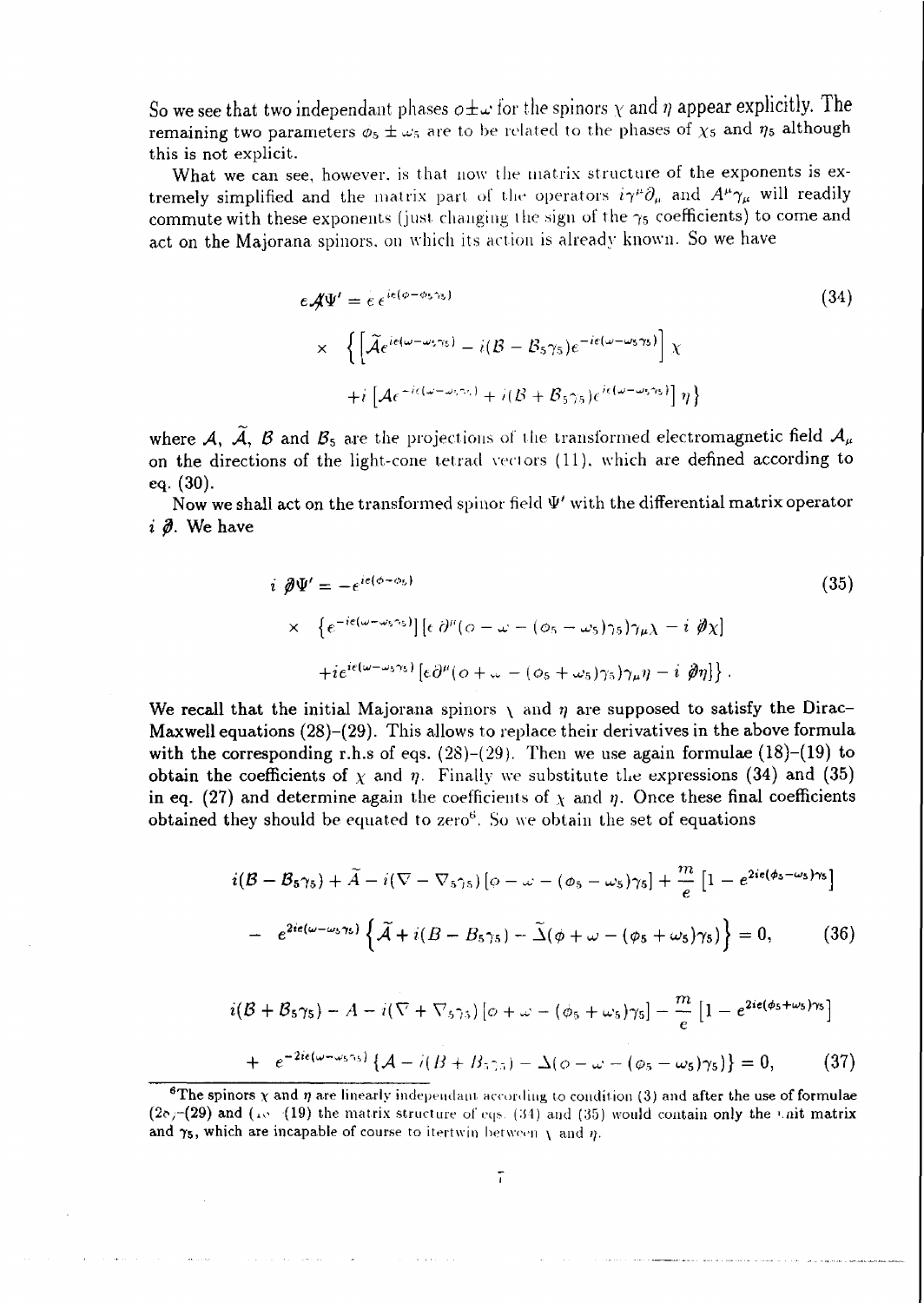So we see that two independant phases $\phi \pm \omega$ for the spinors $\chi$ and $\eta$ appear explicitly. The remaining two parameters $\phi_5 \pm \omega_5$ are to be related to the phases of $\chi_5$ and $\eta_5$ although this is not explicit.

What we can see, however, is that now the matrix structure of the exponents is extremely simplified and the matrix part of the operators $i\gamma^\mu \partial_\mu$ and $A^\mu \gamma_\mu$ will readily commute with these exponents (just changing the sign of the $\gamma_5$ coefficients) to come and act on the Majorana spinors, on which its action is already known. So we have

$$
\begin{aligned}
e\mathcal{A}\!\!\!/\Psi' = e\, e^{ie(\phi-\phi_5\gamma_5)} & \\
\times \; \Big\{ \Big[ \widetilde{\mathcal{A}} e^{ie(\omega-\omega_5\gamma_5)} - i(\mathcal{B} - \mathcal{B}_5\gamma_5) e^{-ie(\omega-\omega_5\gamma_5)} \Big] \chi & \\
+ i \left[ \mathcal{A} e^{-ie(\omega-\omega_5\gamma_5)} + i(\mathcal{B} + \mathcal{B}_5\gamma_5) e^{ie(\omega-\omega_5\gamma_5)} \right] \eta \Big\} &
\end{aligned} \tag{34}
$$

where $\mathcal{A}$, $\widetilde{\mathcal{A}}$, $\mathcal{B}$ and $\mathcal{B}_5$ are the projections of the transformed electromagnetic field $\mathcal{A}_\mu$ on the directions of the light-cone tetrad vectors (11), which are defined according to eq. (30).

Now we shall act on the transformed spinor field $\Psi'$ with the differential matrix operator $i\, \partial\!\!\!/$. We have

$$
\begin{aligned}
i\, \partial\!\!\!/ \Psi' = -e^{ie(\phi-\phi_5)} & \\
\times \; \Big\{ e^{-ie(\omega-\omega_5\gamma_5)} \big] \big[ e\, \partial^\mu (\phi - \omega - (\phi_5 - \omega_5)\gamma_5)\gamma_\mu \chi - i\, \partial\!\!\!/ \chi \big] & \\
+ i e^{ie(\omega-\omega_5\gamma_5)} \big[ e \partial^\mu (\phi + \omega - (\phi_5 + \omega_5)\gamma_5)\gamma_\mu \eta - i\, \partial\!\!\!/ \eta \big] \Big\} . &
\end{aligned} \tag{35}
$$

**We recall that the initial Majorana spinors $\chi$ and $\eta$ are supposed to satisfy the Dirac–Maxwell equations (28)–(29). This allows to replace their derivatives in the above formula with the corresponding r.h.s of eqs. (28)–(29). Then we use again formulae (18)–(19) to obtain the coefficients of $\chi$ and $\eta$. Finally we substitute the expressions (34) and (35) in eq. (27) and determine again the coefficients of $\chi$ and $\eta$. Once these final coefficients obtained they should be equated to zero[6]. So we obtain the set of equations**

$$
\begin{aligned}
& i(\mathcal{B} - \mathcal{B}_5\gamma_5) + \widetilde{A} - i(\nabla - \nabla_5\gamma_5)\left[\phi - \omega - (\phi_5 - \omega_5)\gamma_5\right] + \frac{m}{e}\left[1 - e^{2ie(\phi_5-\omega_5)\gamma_5}\right] \\
& - \; e^{2ie(\omega-\omega_5\gamma_5)} \left\{ \widetilde{\mathcal{A}} + i(B - B_5\gamma_5) - \widetilde{\Delta}(\phi + \omega - (\phi_5 + \omega_5)\gamma_5) \right\} = 0,
\end{aligned} \tag{36}
$$

$$
\begin{aligned}
& i(\mathcal{B} + \mathcal{B}_5\gamma_5) - A - i(\nabla + \nabla_5\gamma_5)\left[\phi + \omega - (\phi_5 + \omega_5)\gamma_5\right] - \frac{m}{e}\left[1 - e^{2ie(\phi_5+\omega_5)\gamma_5}\right] \\
& + \; e^{-2ie(\omega-\omega_5\gamma_5)} \left\{ \mathcal{A} - i(B + B_5\gamma_5) - \Delta(\phi - \omega - (\phi_5 - \omega_5)\gamma_5) \right\} = 0,
\end{aligned} \tag{37}
$$

[6] The spinors $\chi$ and $\eta$ are linearly independant according to condition (3) and after the use of formulae (28)–(29) and (18)–(19) the matrix structure of eqs. (34) and (35) would contain only the unit matrix and $\gamma_5$, which are incapable of course to itertwin between $\chi$ and $\eta$.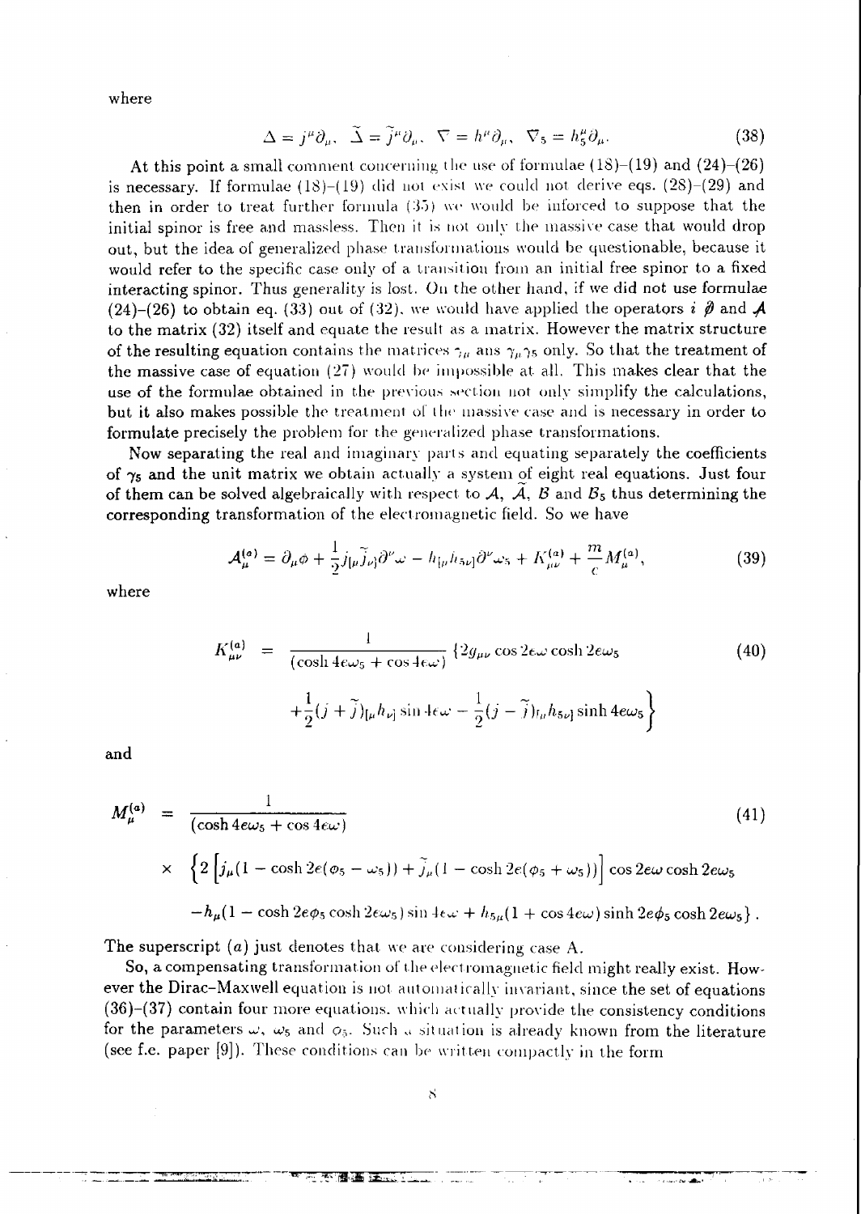where

$$\Delta = j^\mu \partial_\mu, \quad \widetilde{\Delta} = \widetilde{j}^\mu \partial_\mu, \quad \nabla = h^\mu \partial_\mu, \quad \nabla_5 = h_5^\mu \partial_\mu. \tag{38}$$

At this point a small comment concerning the use of formulae (18)–(19) and (24)–(26) is necessary. If formulae (18)–(19) did not exist we could not derive eqs. (28)–(29) and then in order to treat further formula (35) we would be inforced to suppose that the initial spinor is free and massless. Then it is not only the massive case that would drop out, but the idea of generalized phase transformations would be questionable, because it would refer to the specific case only of a transition from an initial free spinor to a fixed interacting spinor. Thus generality is lost. On the other hand, if we did not use formulae (24)–(26) to obtain eq. (33) out of (32), we would have applied the operators $i\,\partial\!\!\!/$ and $\mathcal{A}\!\!\!/$ to the matrix (32) itself and equate the result as a matrix. However the matrix structure of the resulting equation contains the matrices $\gamma_\mu$ ans $\gamma_\mu\gamma_5$ only. So that the treatment of the massive case of equation (27) would be impossible at all. This makes clear that the use of the formulae obtained in the previous section not only simplify the calculations, but it also makes possible the treatment of the massive case and is necessary in order to formulate precisely the problem for the generalized phase transformations.

Now separating the real and imaginary parts and equating separately the coefficients of $\gamma_5$ and the unit matrix we obtain actually a system of eight real equations. Just four of them can be solved algebraically with respect to $\mathcal{A}$, $\widetilde{\mathcal{A}}$, $\mathcal{B}$ and $\mathcal{B}_5$ thus determining the corresponding transformation of the electromagnetic field. So we have

$$\mathcal{A}_\mu^{(a)} = \partial_\mu \phi + \frac{1}{2} j_{[\mu}\widetilde{j}_{\nu]}\partial^\nu \omega - h_{[\mu}h_{5\nu]}\partial^\nu \omega_5 + K_{\mu\nu}^{(a)} + \frac{m}{c} M_\mu^{(a)}, \tag{39}$$

where

$$\begin{aligned} K_{\mu\nu}^{(a)} = {} & \frac{1}{(\cosh 4e\omega_5 + \cos 4e\omega)} \Big\{ 2g_{\mu\nu} \cos 2e\omega \cosh 2e\omega_5 \\ & + \frac{1}{2}(j + \widetilde{j})_{[\mu} h_{\nu]} \sin 4e\omega - \frac{1}{2}(j - \widetilde{j})_{[\mu} h_{5\nu]} \sinh 4e\omega_5 \Big\} \end{aligned} \tag{40}$$

and

$$\begin{aligned} M_\mu^{(a)} = {} & \frac{1}{(\cosh 4e\omega_5 + \cos 4e\omega)} \\ & \times \Big\{ 2\Big[ j_\mu (1 - \cosh 2e(\phi_5 - \omega_5)) + \widetilde{j}_\mu (1 - \cosh 2e(\phi_5 + \omega_5)) \Big] \cos 2e\omega \cosh 2e\omega_5 \\ & - h_\mu (1 - \cosh 2e\phi_5 \cosh 2e\omega_5) \sin 4e\omega + h_{5\mu}(1 + \cos 4e\omega) \sinh 2e\phi_5 \cosh 2e\omega_5 \Big\}. \end{aligned} \tag{41}$$

The superscript $(a)$ just denotes that we are considering case A.

So, a compensating transformation of the electromagnetic field might really exist. However the Dirac–Maxwell equation is not automatically invariant, since the set of equations (36)–(37) contain four more equations, which actually provide the consistency conditions for the parameters $\omega$, $\omega_5$ and $\phi_5$. Such a situation is already known from the literature (see f.e. paper [9]). These conditions can be written compactly in the form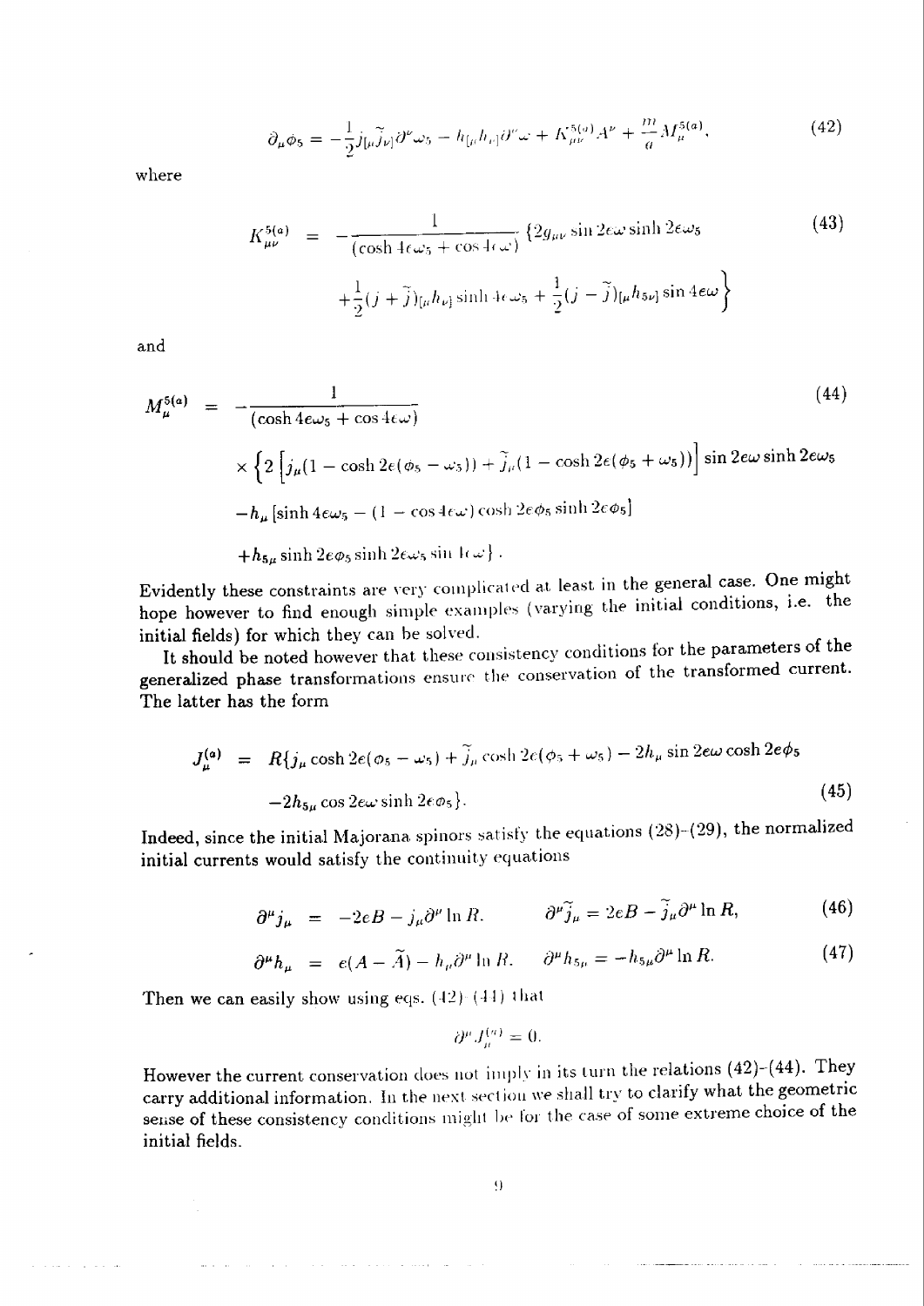$$\partial_\mu \phi_5 = -\frac{1}{2} j_{[\mu} \tilde{j}_{\nu]} \partial^\nu \omega_5 - h_{[\mu} h_{\nu]} \partial^\nu \omega + K^{5(a)}_{\mu\nu} A^\nu + \frac{m}{a} M^{5(a)}_\mu, \tag{42}$$

where

$$K^{5(a)}_{\mu\nu} = -\frac{1}{(\cosh 4\epsilon\omega_5 + \cos 4\epsilon\omega)} \{2 g_{\mu\nu} \sin 2\epsilon\omega \sinh 2\epsilon\omega_5 \tag{43}$$
$$+ \frac{1}{2}(j + \tilde{j})_{[\mu} h_{\nu]} \sinh 4\epsilon\omega_5 + \frac{1}{2}(j - \tilde{j})_{[\mu} h_{5\nu]} \sin 4\epsilon\omega \Big\}$$

and

$$M^{5(a)}_\mu = -\frac{1}{(\cosh 4\epsilon\omega_5 + \cos 4\epsilon\omega)} \tag{44}$$
$$\times \Big\{ 2\left[ j_\mu (1 - \cosh 2\epsilon(\phi_5 - \omega_5)) + \tilde{j}_\mu (1 - \cosh 2\epsilon(\phi_5 + \omega_5)) \right] \sin 2\epsilon\omega \sinh 2\epsilon\omega_5$$
$$- h_\mu \left[ \sinh 4\epsilon\omega_5 - (1 - \cos 4\epsilon\omega) \cosh 2\epsilon\phi_5 \sinh 2\epsilon\phi_5 \right]$$
$$+ h_{5\mu} \sinh 2\epsilon\phi_5 \sinh 2\epsilon\omega_5 \sin 4\epsilon\omega \Big\} .$$

Evidently these constraints are very complicated at least in the general case. One might hope however to find enough simple examples (varying the initial conditions, i.e. the initial fields) for which they can be solved.

It should be noted however that these consistency conditions for the parameters of the generalized phase transformations ensure the conservation of the transformed current. The latter has the form

$$J^{(a)}_\mu = R\{ j_\mu \cosh 2\epsilon(\phi_5 - \omega_5) + \tilde{j}_\mu \cosh 2\epsilon(\phi_5 + \omega_5) - 2h_\mu \sin 2\epsilon\omega \cosh 2\epsilon\phi_5$$
$$-2h_{5\mu} \cos 2\epsilon\omega \sinh 2\epsilon\phi_5 \}. \tag{45}$$

Indeed, since the initial Majorana spinors satisfy the equations (28)-(29), the normalized initial currents would satisfy the continuity equations

$$\partial^\mu j_\mu = -2\epsilon B - j_\mu \partial^\mu \ln R, \qquad \partial^\mu \tilde{j}_\mu = 2\epsilon B - \tilde{j}_\mu \partial^\mu \ln R, \tag{46}$$

$$\partial^\mu h_\mu = \epsilon(A - \tilde{A}) - h_\mu \partial^\mu \ln R. \qquad \partial^\mu h_{5\mu} = -h_{5\mu} \partial^\mu \ln R. \tag{47}$$

Then we can easily show using eqs. (42)-(44) that

$$\partial^\mu J^{(a)}_\mu = 0.$$

However the current conservation does not imply in its turn the relations (42)-(44). They carry additional information. In the next section we shall try to clarify what the geometric sense of these consistency conditions might be for the case of some extreme choice of the initial fields.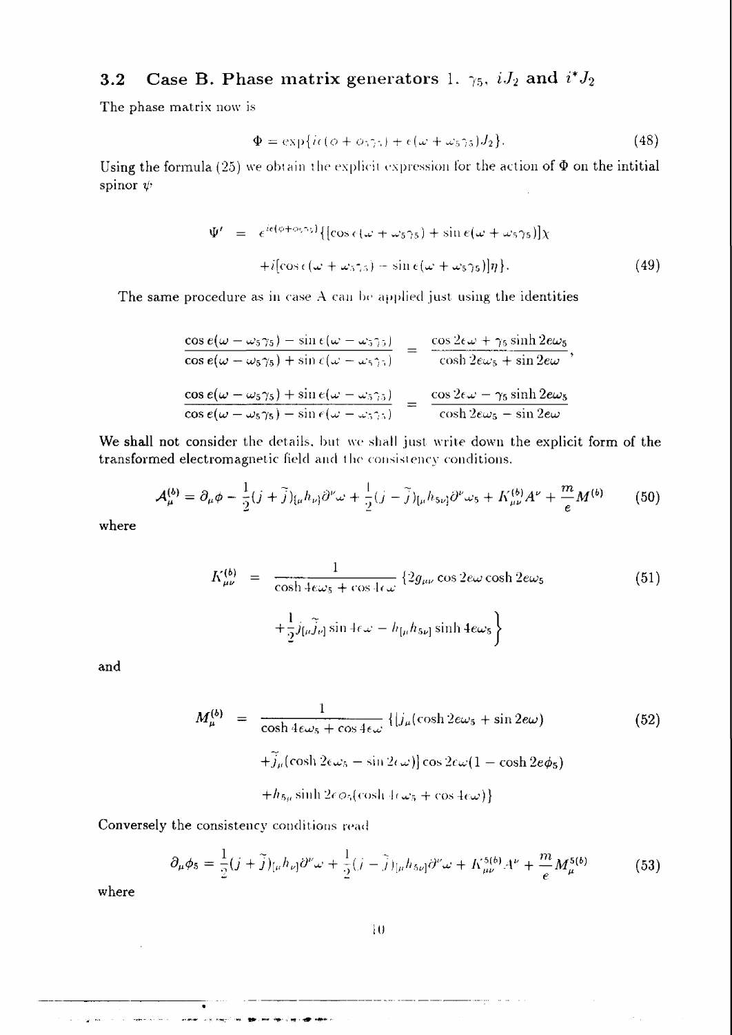### 3.2 Case B. Phase matrix generators 1, $\gamma_5$, $iJ_2$ and $i^*J_2$

The phase matrix now is

$$\Phi = \exp\{ie(\phi + \phi_5\gamma_5) + e(\omega + \omega_5\gamma_5)J_2\}. \tag{48}$$

Using the formula (25) we obtain the explicit expression for the action of $\Phi$ on the intitial spinor $\psi$

$$\begin{aligned}
\Psi' &= e^{ie(\phi+\phi_5\gamma_5)}\{[\cos e(\omega + \omega_5\gamma_5) + \sin e(\omega + \omega_5\gamma_5)]\chi \\
&\quad + i[\cos e(\omega + \omega_5\gamma_5) - \sin e(\omega + \omega_5\gamma_5)]\eta\}.
\end{aligned} \tag{49}$$

The same procedure as in case A can be applied just using the identities

$$\frac{\cos e(\omega - \omega_5\gamma_5) - \sin e(\omega - \omega_5\gamma_5)}{\cos e(\omega - \omega_5\gamma_5) + \sin e(\omega - \omega_5\gamma_5)} = \frac{\cos 2e\omega + \gamma_5 \sinh 2e\omega_5}{\cosh 2e\omega_5 + \sin 2e\omega},$$

$$\frac{\cos e(\omega - \omega_5\gamma_5) + \sin e(\omega - \omega_5\gamma_5)}{\cos e(\omega - \omega_5\gamma_5) - \sin e(\omega - \omega_5\gamma_5)} = \frac{\cos 2e\omega - \gamma_5 \sinh 2e\omega_5}{\cosh 2e\omega_5 - \sin 2e\omega}$$

We shall not consider the details, but we shall just write down the explicit form of the transformed electromagnetic field and the consistency conditions.

$$\mathcal{A}^{(b)}_\mu = \partial_\mu \phi - \frac{1}{2}(j + \tilde{j})_{[\mu}h_{\nu]}\partial^\nu \omega + \frac{1}{2}(j - \tilde{j})_{[\mu}h_{5\nu]}\partial^\nu \omega_5 + K^{(b)}_{\mu\nu}A^\nu + \frac{m}{e}M^{(b)} \tag{50}$$

where

$$\begin{aligned}
K^{(b)}_{\mu\nu} &= \frac{1}{\cosh 4e\omega_5 + \cos 4e\omega}\{2g_{\mu\nu}\cos 2e\omega \cosh 2e\omega_5 \\
&\quad + \frac{1}{2}j_{[\mu}\tilde{j}_{\nu]}\sin 4e\omega - h_{[\mu}h_{5\nu]}\sinh 4e\omega_5\Big\}
\end{aligned} \tag{51}$$

and

$$\begin{aligned}
M^{(b)}_\mu &= \frac{1}{\cosh 4e\omega_5 + \cos 4e\omega}\{[j_\mu(\cosh 2e\omega_5 + \sin 2e\omega) \\
&\quad + \tilde{j}_\mu(\cosh 2e\omega_5 - \sin 2e\omega)]\cos 2e\omega(1 - \cosh 2e\phi_5) \\
&\quad + h_{5\mu}\sinh 2e\phi_5(\cosh 4e\omega_5 + \cos 4e\omega)\}
\end{aligned} \tag{52}$$

Conversely the consistency conditions read

$$\partial_\mu \phi_5 = \frac{1}{2}(j + \tilde{j})_{[\mu}h_{\nu]}\partial^\nu \omega + \frac{1}{2}(j - \tilde{j})_{[\mu}h_{5\nu]}\partial^\nu \omega + K^{5(b)}_{\mu\nu}A^\nu + \frac{m}{e}M^{5(b)}_\mu \tag{53}$$

where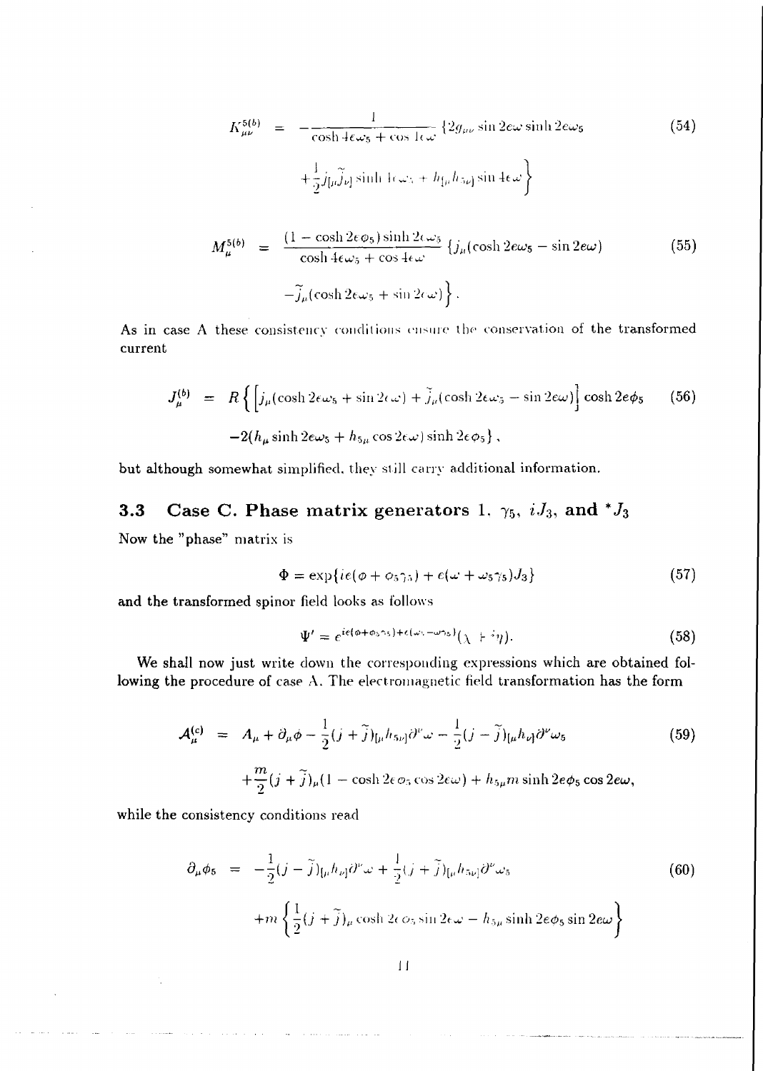$$
K^{5(b)}_{\mu\nu} = -\frac{1}{\cosh 4\epsilon\omega_5 + \cos 4\epsilon\omega} \{2g_{\mu\nu} \sin 2e\omega \sinh 2e\omega_5 \tag{54}
$$

$$
+\frac{1}{2} j_{[\mu}\widetilde{j}_{\nu]} \sinh 4\epsilon\omega_5 + h_{[\mu}h_{5\nu]} \sin 4\epsilon\omega \Big\}
$$

$$
M^{5(b)}_{\mu} = \frac{(1-\cosh 2\epsilon\phi_5)\sinh 2\epsilon\omega_5}{\cosh 4\epsilon\omega_5 + \cos 4\epsilon\omega} \{ j_\mu (\cosh 2e\omega_5 - \sin 2e\omega) \tag{55}
$$

$$
-\widetilde{j}_\mu (\cosh 2\epsilon\omega_5 + \sin 2\epsilon\omega) \Big\} .
$$

As in case A these consistency conditions ensure the conservation of the transformed current

$$
J^{(b)}_\mu = R \Big\{ \Big[ j_\mu (\cosh 2\epsilon\omega_5 + \sin 2\epsilon\omega) + \widetilde{j}_\mu (\cosh 2\epsilon\omega_5 - \sin 2e\omega) \Big] \cosh 2e\phi_5 \tag{56}
$$

$$
-2(h_\mu \sinh 2e\omega_5 + h_{5\mu} \cos 2\epsilon\omega) \sinh 2\epsilon\phi_5 \Big\} ,
$$

but although somewhat simplified, they still carry additional information.

### 3.3 Case C. Phase matrix generators 1, $\gamma_5$, $iJ_3$, and ${}^*J_3$

Now the "phase" matrix is

$$
\Phi = \exp\{ i\epsilon(\phi + \phi_5\gamma_5) + \epsilon(\omega + \omega_5\gamma_5) J_3 \} \tag{57}
$$

and the transformed spinor field looks as follows

$$
\Psi' = e^{i\epsilon(\phi+\phi_5\gamma_5)+\epsilon(\omega_5 - \omega\gamma_5)} (\chi + i\eta). \tag{58}
$$

We shall now just write down the corresponding expressions which are obtained following the procedure of case A. The electromagnetic field transformation has the form

$$
\mathcal{A}^{(c)}_\mu = A_\mu + \partial_\mu \phi - \frac{1}{2}(j+\widetilde{j})_{[\mu}h_{5\nu]}\partial^\nu \omega - \frac{1}{2}(j-\widetilde{j})_{[\mu}h_{\nu]}\partial^\nu \omega_5 \tag{59}
$$

$$
+\frac{m}{2}(j+\widetilde{j})_\mu (1 - \cosh 2\epsilon\phi_5 \cos 2\epsilon\omega) + h_{5\mu} m \sinh 2e\phi_5 \cos 2e\omega,
$$

while the consistency conditions read

$$
\partial_\mu \phi_5 = -\frac{1}{2}(j-\widetilde{j})_{[\mu}h_{\nu]}\partial^\nu \omega + \frac{1}{2}(j+\widetilde{j})_{[\mu}h_{5\nu]}\partial^\nu \omega_5 \tag{60}
$$

$$
+m \left\{ \frac{1}{2}(j+\widetilde{j})_\mu \cosh 2\epsilon\phi_5 \sin 2\epsilon\omega - h_{5\mu} \sinh 2e\phi_5 \sin 2e\omega \right\}
$$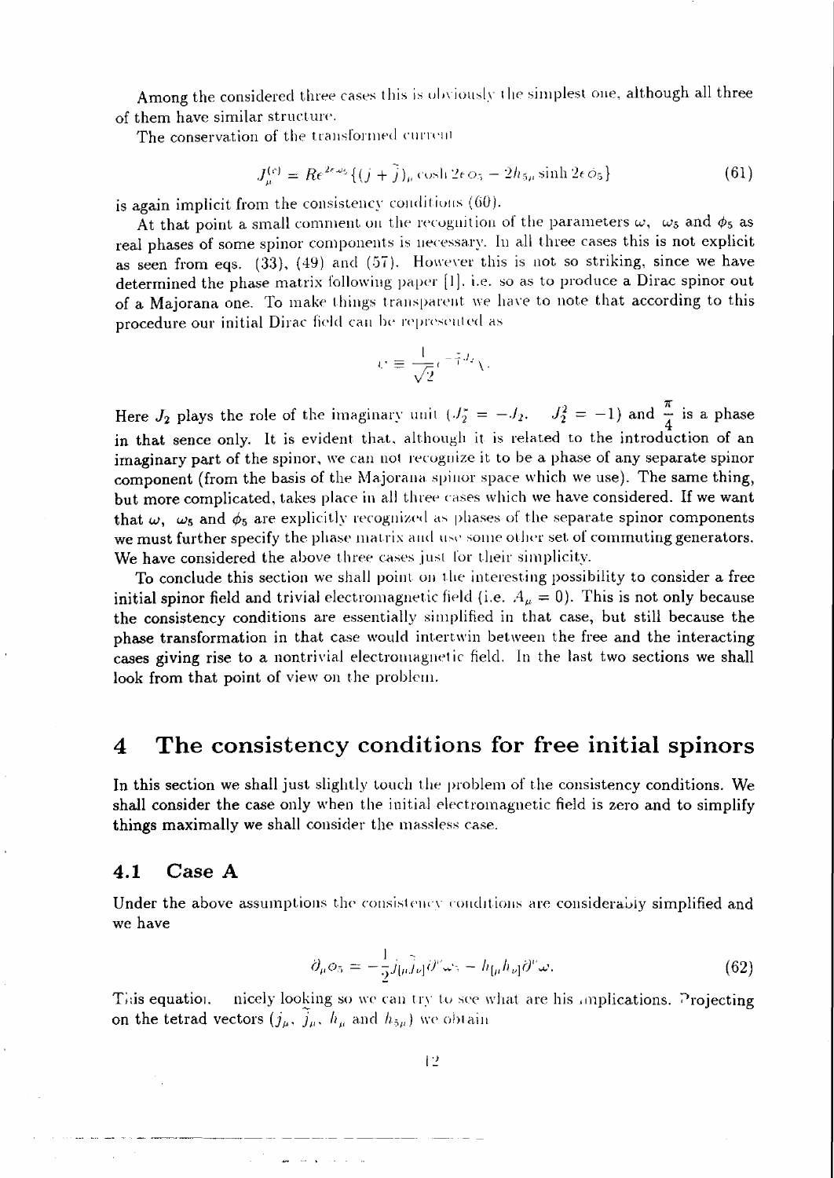Among the considered three cases this is obviously the simplest one, although all three of them have similar structure.

The conservation of the transformed current

$$J_\mu^{(c)} = Re^{2\epsilon\omega_5}\{(j+\tilde{j})_\mu \cosh 2\epsilon\phi_5 - 2h_{5\mu}\sinh 2\epsilon\phi_5\} \tag{61}$$

is again implicit from the consistency conditions (60).

At that point a small comment on the recognition of the parameters $\omega$, $\omega_5$ and $\phi_5$ as real phases of some spinor components is necessary. In all three cases this is not explicit as seen from eqs. (33), (49) and (57). However this is not so striking, since we have determined the phase matrix following paper [1], i.e. so as to produce a Dirac spinor out of a Majorana one. To make things transparent we have to note that according to this procedure our initial Dirac field can be represented as

$$\psi = \frac{1}{\sqrt{2}}e^{-\frac{\pi}{4}J_2}\chi.$$

Here $J_2$ plays the role of the imaginary unit ($J_2^* = -J_2$, $J_2^2 = -1$) and $\frac{\pi}{4}$ is a phase in that sence only. It is evident that, although it is related to the introduction of an imaginary part of the spinor, we can not recognize it to be a phase of any separate spinor component (from the basis of the Majorana spinor space which we use). The same thing, but more complicated, takes place in all three cases which we have considered. If we want that $\omega$, $\omega_5$ and $\phi_5$ are explicitly recognized as phases of the separate spinor components we must further specify the phase matrix and use some other set of commuting generators. We have considered the above three cases just for their simplicity.

To conclude this section we shall point on the interesting possibility to consider a free initial spinor field and trivial electromagnetic field (i.e. $A_\mu = 0$). This is not only because the consistency conditions are essentially simplified in that case, but still because the phase transformation in that case would intertwin between the free and the interacting cases giving rise to a nontrivial electromagnetic field. In the last two sections we shall look from that point of view on the problem.

# 4 The consistency conditions for free initial spinors

In this section we shall just slightly touch the problem of the consistency conditions. We shall consider the case only when the initial electromagnetic field is zero and to simplify things maximally we shall consider the massless case.

## 4.1 Case A

Under the above assumptions the consistency conditions are considerably simplified and we have

$$\partial_\mu\phi_5 = -\frac{1}{2}j_{[\mu}\tilde{j}_{\nu]}\partial^\nu\omega_5 - h_{[\mu}h_{\nu]}\partial^\nu\omega. \tag{62}$$

This equation is nicely looking so we can try to see what are his implications. Projecting on the tetrad vectors ($j_\mu$, $\tilde{j}_\mu$, $h_\mu$ and $h_{5\mu}$) we obtain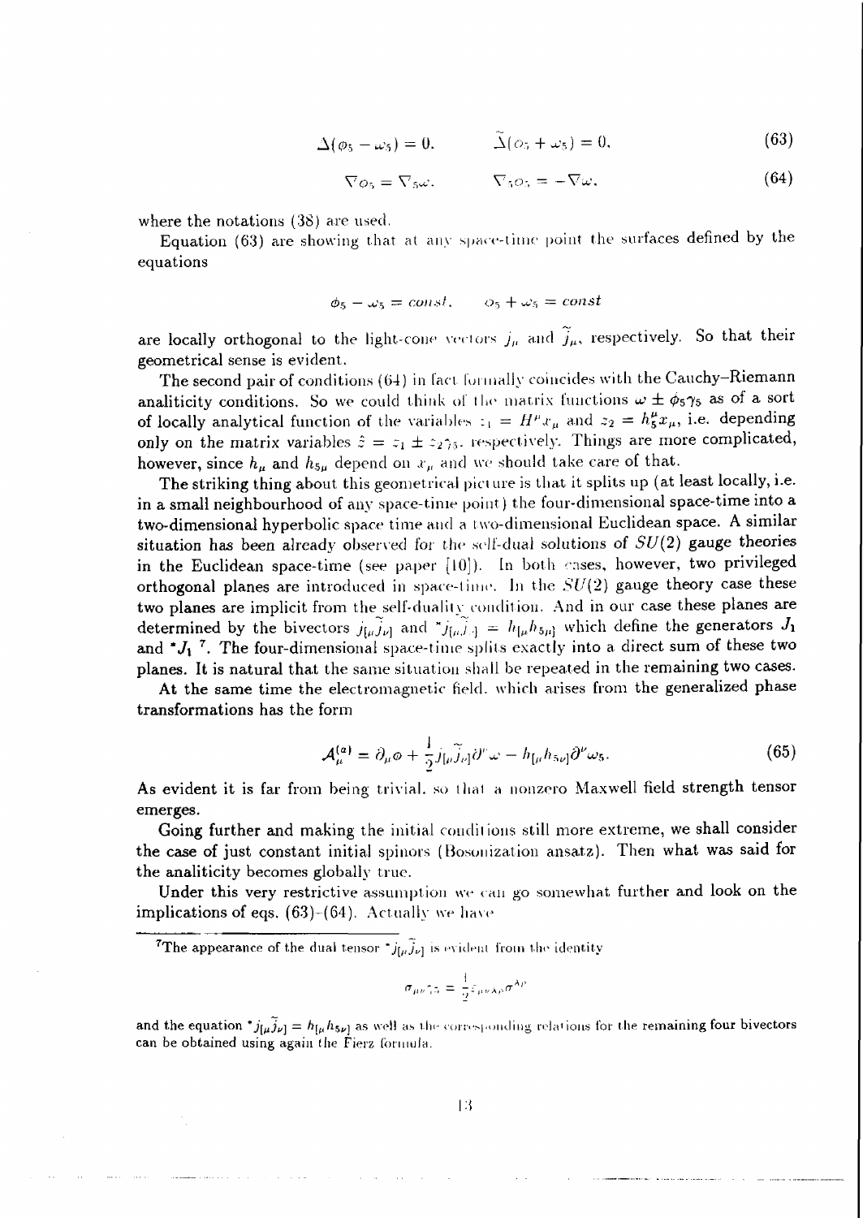$$\Delta(\phi_5 - \omega_5) = 0, \qquad \tilde{\Delta}(\phi_5 + \omega_5) = 0, \tag{63}$$

$$\nabla \phi_5 = \nabla_5 \omega, \qquad \nabla_5 \phi_5 = -\nabla \omega, \tag{64}$$

where the notations (38) are used.

Equation (63) are showing that at any space-time point the surfaces defined by the equations

$$\phi_5 - \omega_5 = const, \qquad \phi_5 + \omega_5 = const$$

are locally orthogonal to the light-cone vectors $j_\mu$ and $\tilde{j}_\mu$, respectively. So that their geometrical sense is evident.

The second pair of conditions (64) in fact formally coincides with the Cauchy–Riemann analiticity conditions. So we could think of the matrix functions $\omega \pm \phi_5 \gamma_5$ as of a sort of locally analytical function of the variables $z_1 = H^\mu x_\mu$ and $z_2 = h_5^\mu x_\mu$, i.e. depending only on the matrix variables $\hat{z} = z_1 \pm z_2 \gamma_5$, respectively. Things are more complicated, however, since $h_\mu$ and $h_{5\mu}$ depend on $x_\mu$ and we should take care of that.

The striking thing about this geometrical picture is that it splits up (at least locally, i.e. in a small neighbourhood of any space-time point) the four-dimensional space-time into a two-dimensional hyperbolic space time and a two-dimensional Euclidean space. A similar situation has been already observed for the self-dual solutions of $SU(2)$ gauge theories in the Euclidean space-time (see paper [10]). In both cases, however, two privileged orthogonal planes are introduced in space-time. In the $SU(2)$ gauge theory case these two planes are implicit from the self-duality condition. And in our case these planes are determined by the bivectors $j_{[\mu}\tilde{j}_{\nu]}$ and ${}^*j_{[\mu}\tilde{j}_{\nu]} = h_{[\mu}h_{5\nu]}$ which define the generators $J_1$ and ${}^*J_1$ [7]. The four-dimensional space-time splits exactly into a direct sum of these two planes. It is natural that the same situation shall be repeated in the remaining two cases.

At the same time the electromagnetic field, which arises from the generalized phase transformations has the form

$$\mathcal{A}_\mu^{(a)} = \partial_\mu \phi + \frac{1}{2} j_{[\mu}\tilde{j}_{\nu]}\partial^\nu \omega - h_{[\mu}h_{5\nu]}\partial^\nu \omega_5. \tag{65}$$

As evident it is far from being trivial, so that a nonzero Maxwell field strength tensor emerges.

Going further and making the initial conditions still more extreme, we shall consider the case of just constant initial spinors (Bosonization ansatz). Then what was said for the analiticity becomes globally true.

Under this very restrictive assumption we can go somewhat further and look on the implications of eqs. (63)-(64). Actually we have

---

[7] The appearance of the dual tensor ${}^*j_{[\mu}\tilde{j}_{\nu]}$ is evident from the identity

$$\sigma_{\mu\nu}\gamma_5 = \frac{1}{2}\varepsilon_{\mu\nu\lambda\rho}\sigma^{\lambda\rho}$$

and the equation ${}^*j_{[\mu}\tilde{j}_{\nu]} = h_{[\mu}h_{5\nu]}$ as well as the corresponding relations for the remaining four bivectors can be obtained using again the Fierz formula.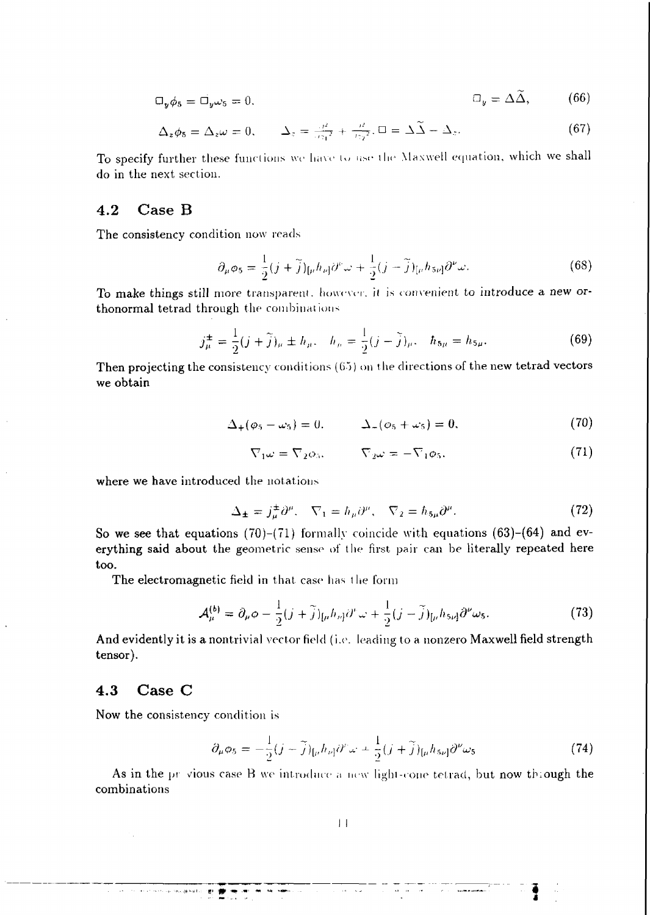$$\square_y \phi_5 = \square_y \omega_5 = 0, \qquad \square_y = \Delta\widetilde{\Delta}, \tag{66}$$

$$\Delta_z \phi_5 = \Delta_z \omega = 0, \qquad \Delta_z = \frac{\partial^2}{\partial z_1{}^2} + \frac{\partial^2}{\partial z_2{}^2}, \square = \Delta\widetilde{\Delta} - \Delta_z. \tag{67}$$

To specify further these functions we have to use the Maxwell equation, which we shall do in the next section.

## 4.2 Case B

The consistency condition now reads

$$\partial_\mu \phi_5 = \frac{1}{2}(j + \widetilde{j})_{[\mu} h_{\nu]} \partial^\nu \omega + \frac{1}{2}(j - \widetilde{j})_{[\mu} h_{5\nu]} \partial^\nu \omega. \tag{68}$$

To make things still more transparent, however, it is convenient to introduce a new orthonormal tetrad through the combinations

$$j^\pm_\mu = \frac{1}{2}(j + \widetilde{j})_\mu \pm h_\mu, \quad h_\mu = \frac{1}{2}(j - \widetilde{j})_\mu, \quad h_{5\mu} = h_{5\mu}. \tag{69}$$

Then projecting the consistency conditions (65) on the directions of the new tetrad vectors we obtain

$$\Delta_+(\phi_5 - \omega_5) = 0, \qquad \Delta_-(\phi_5 + \omega_5) = 0, \tag{70}$$

$$\nabla_1 \omega = \nabla_2 \phi_5, \qquad \nabla_2 \omega = -\nabla_1 \phi_5, \tag{71}$$

where we have introduced the notations

$$\Delta_\pm = j^\pm_\mu \partial^\mu, \quad \nabla_1 = h_\mu \partial^\mu, \quad \nabla_2 = h_{5\mu} \partial^\mu. \tag{72}$$

So we see that equations (70)–(71) formally coincide with equations (63)–(64) and everything said about the geometric sense of the first pair can be literally repeated here too.

The electromagnetic field in that case has the form

$$\mathcal{A}^{(b)}_\mu = \partial_\mu \phi - \frac{1}{2}(j + \widetilde{j})_{[\mu} h_{\nu]} \partial^\nu \omega + \frac{1}{2}(j - \widetilde{j})_{[\mu} h_{5\nu]} \partial^\nu \omega_5. \tag{73}$$

And evidently it is a nontrivial vector field (i.e. leading to a nonzero Maxwell field strength tensor).

## 4.3 Case C

Now the consistency condition is

$$\partial_\mu \phi_5 = -\frac{1}{2}(j - \widetilde{j})_{[\mu} h_{\nu]} \partial^\nu \omega + \frac{1}{2}(j + \widetilde{j})_{[\mu} h_{5\nu]} \partial^\nu \omega_5 \tag{74}$$

As in the previous case B we introduce a new light-cone tetrad, but now through the combinations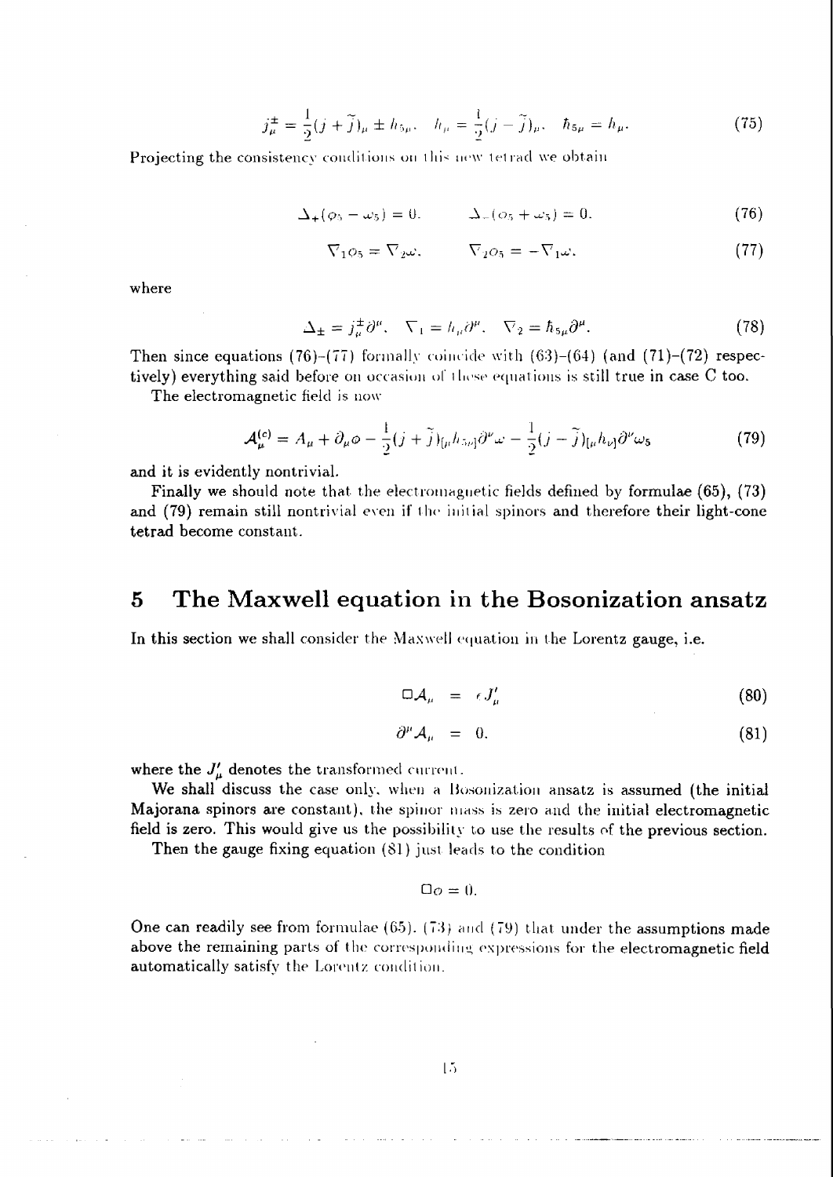$$j^{\pm}_{\mu} = \frac{1}{2}(j + \tilde{j})_{\mu} \pm h_{5\mu}, \quad h_{\mu} = \frac{1}{2}(j - \tilde{j})_{\mu}, \quad \hbar_{5\mu} = h_{\mu}. \tag{75}$$

Projecting the consistency conditions on this new tetrad we obtain

$$\Delta_{+}(\varphi_5 - \omega_5) = 0, \qquad \Delta_{-}(\varphi_5 + \omega_5) = 0, \tag{76}$$

$$\nabla_1 \varphi_5 = \nabla_2 \omega, \qquad \nabla_2 \varphi_5 = -\nabla_1 \omega, \tag{77}$$

where

$$\Delta_{\pm} = j^{\pm}_{\mu}\partial^{\mu}, \quad \nabla_1 = h_{\mu}\partial^{\mu}, \quad \nabla_2 = \hbar_{5\mu}\partial^{\mu}. \tag{78}$$

Then since equations (76)-(77) formally coincide with (63)-(64) (and (71)-(72) respectively) everything said before on occasion of these equations is still true in case C too.

The electromagnetic field is now

$$\mathcal{A}^{(c)}_{\mu} = A_{\mu} + \partial_{\mu}\varphi - \frac{1}{2}(j + \tilde{j})_{[\mu}h_{5\nu]}\partial^{\nu}\omega - \frac{1}{2}(j - \tilde{j})_{[\mu}h_{\nu]}\partial^{\nu}\omega_5 \tag{79}$$

and it is evidently nontrivial.

Finally we should note that the electromagnetic fields defined by formulae (65), (73) and (79) remain still nontrivial even if the initial spinors and therefore their light-cone tetrad become constant.

## 5 The Maxwell equation in the Bosonization ansatz

In this section we shall consider the Maxwell equation in the Lorentz gauge, i.e.

$$\Box \mathcal{A}_{\mu} = \epsilon J'_{\mu} \tag{80}$$

$$\partial^{\mu}\mathcal{A}_{\mu} = 0, \tag{81}$$

where the $J'_{\mu}$ denotes the transformed current.

We shall discuss the case only, when a Bosonization ansatz is assumed (the initial Majorana spinors are constant), the spinor mass is zero and the initial electromagnetic field is zero. This would give us the possibility to use the results of the previous section.

Then the gauge fixing equation (81) just leads to the condition

$$\Box\varphi = 0.$$

One can readily see from formulae (65), (73) and (79) that under the assumptions made above the remaining parts of the corresponding expressions for the electromagnetic field automatically satisfy the Lorentz condition.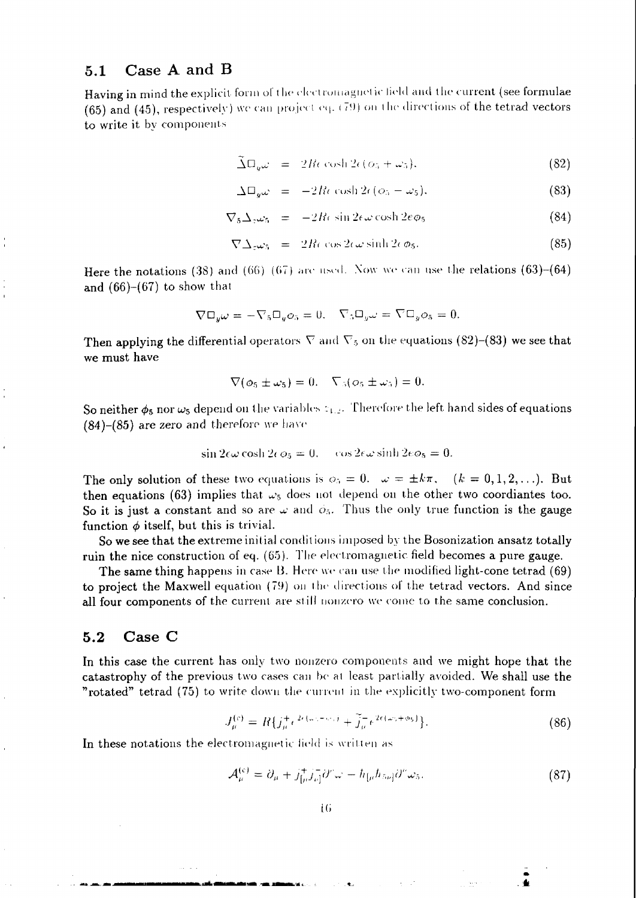## 5.1 Case A and B

Having in mind the explicit form of the electromagnetic field and the current (see formulae (65) and (45), respectively) we can project eq. (79) on the directions of the tetrad vectors to write it by components

$$\tilde{\Delta}\Box_y\omega = 2R\epsilon\cosh 2\epsilon(\phi_5 + \omega_5), \tag{82}$$

$$\Delta\Box_y\omega = -2R\epsilon\cosh 2\epsilon(\phi_5 - \omega_5), \tag{83}$$

$$\nabla_5\Delta_z\omega_5 = -2R\epsilon\sin 2\epsilon\omega\cosh 2\epsilon\phi_5 \tag{84}$$

$$\nabla\Delta_z\omega_5 = 2R\epsilon\cos 2\epsilon\omega\sinh 2\epsilon\phi_5. \tag{85}$$

Here the notations (38) and (66)–(67) are used. Now we can use the relations (63)–(64) and (66)–(67) to show that

$$\nabla\Box_y\omega = -\nabla_5\Box_y\phi_5 = 0, \quad \nabla_5\Box_y\omega = \nabla\Box_y\phi_5 = 0.$$

Then applying the differential operators $\nabla$ and $\nabla_5$ on the equations (82)–(83) we see that we must have

$$\nabla(\phi_5 \pm \omega_5) = 0, \quad \nabla_5(\phi_5 \pm \omega_5) = 0.$$

So neither $\phi_5$ nor $\omega_5$ depend on the variables $z_{1,2}$. Therefore the left hand sides of equations (84)–(85) are zero and therefore we have

$$\sin 2\epsilon\omega\cosh 2\epsilon\phi_5 = 0, \quad \cos 2\epsilon\omega\sinh 2\epsilon\phi_5 = 0.$$

The only solution of these two equations is $\phi_5 = 0$, $\omega = \pm k\pi$, $(k = 0, 1, 2, \ldots)$. But then equations (63) implies that $\omega_5$ does not depend on the other two coordiantes too. So it is just a constant and so are $\omega$ and $\phi_5$. Thus the only true function is the gauge function $\phi$ itself, but this is trivial.

So we see that the extreme initial conditions imposed by the Bosonization ansatz totally ruin the nice construction of eq. (65). The electromagnetic field becomes a pure gauge.

The same thing happens in case B. Here we can use the modified light-cone tetrad (69) to project the Maxwell equation (79) on the directions of the tetrad vectors. And since all four components of the current are still nonzero we come to the same conclusion.

## 5.2 Case C

In this case the current has only two nonzero components and we might hope that the catastrophy of the previous two cases can be at least partially avoided. We shall use the "rotated" tetrad (75) to write down the current in the explicitly two-component form

$$J^{(c)}_\mu = R\{j^+_\mu e^{2\epsilon(\omega_5 - \phi_5)} + \tilde{j}^-_\mu e^{2\epsilon(\omega_5 + \phi_5)}\}. \tag{86}$$

In these notations the electromagnetic field is written as

$$\mathcal{A}^{(c)}_\mu = \partial_\mu + j^+_{[\mu}j^-_{\nu]}\partial^\nu\omega - h_{[\mu}h_{5\nu]}\partial^\nu\omega_5. \tag{87}$$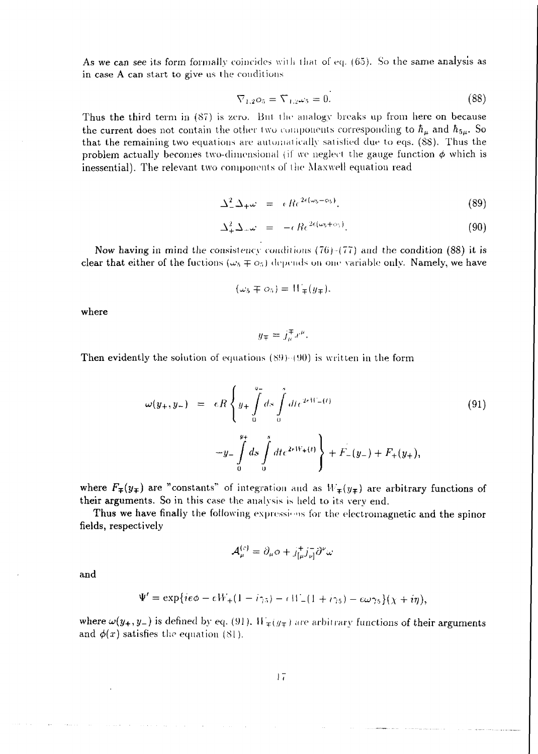As we can see its form formally coincides with that of eq. (65). So the same analysis as in case A can start to give us the conditions

$$\nabla_{1,2}\sigma_5 = \nabla_{1,2}\omega_5 = 0. \tag{88}$$

Thus the third term in (87) is zero. But the analogy breaks up from here on because the current does not contain the other two components corresponding to $\hbar_\mu$ and $\hbar_{5\mu}$. So that the remaining two equations are automatically satisfied due to eqs. (88). Thus the problem actually becomes two-dimensional (if we neglect the gauge function $\phi$ which is inessential). The relevant two components of the Maxwell equation read

$$\Delta_-^2 \Delta_+ \omega = \epsilon R e^{2\epsilon(\omega_5 - \sigma_5)}, \tag{89}$$

$$\Delta_+^2 \Delta_- \omega = -\epsilon R e^{2\epsilon(\omega_5 + \sigma_5)}. \tag{90}$$

Now having in mind the consistency conditions (76)-(77) and the condition (88) it is clear that either of the fuctions $(\omega_5 \mp \sigma_5)$ depends on one variable only. Namely, we have

$$(\omega_5 \mp \sigma_5) = W_\mp(y_\mp).$$

where

$$y_\mp = j_\mu^\mp x^\mu.$$

Then evidently the solution of equations (89)-(90) is written in the form

$$\begin{aligned} \omega(y_+, y_-) &= \epsilon R \left\{ y_+ \int_0^{y_-} ds \int_0^s dt e^{2\epsilon W_-(t)} \right. \\ &\left. - y_- \int_0^{y_+} ds \int_0^s dt e^{2\epsilon W_+(t)} \right\} + F_-(y_-) + F_+(y_+), \end{aligned} \tag{91}$$

where $F_\mp(y_\mp)$ are "constants" of integration and as $W_\mp(y_\mp)$ are arbitrary functions of their arguments. So in this case the analysis is held to its very end.

Thus we have finally the following expressions for the electromagnetic and the spinor fields, respectively

$$\mathcal{A}_\mu^{(c)} = \partial_\mu \sigma + j_{[\mu}^+ j_{\nu]}^- \partial^\nu \omega$$

and

$$\Psi' = \exp\{ie\phi - \epsilon W_+(1 - i\gamma_5) - \epsilon W_-(1 + i\gamma_5) - \epsilon\omega\gamma_5\}(\chi + i\eta),$$

where $\omega(y_+, y_-)$ is defined by eq. (91). $W_\mp(y_\mp)$ are arbitrary functions of their arguments and $\phi(x)$ satisfies the equation (81).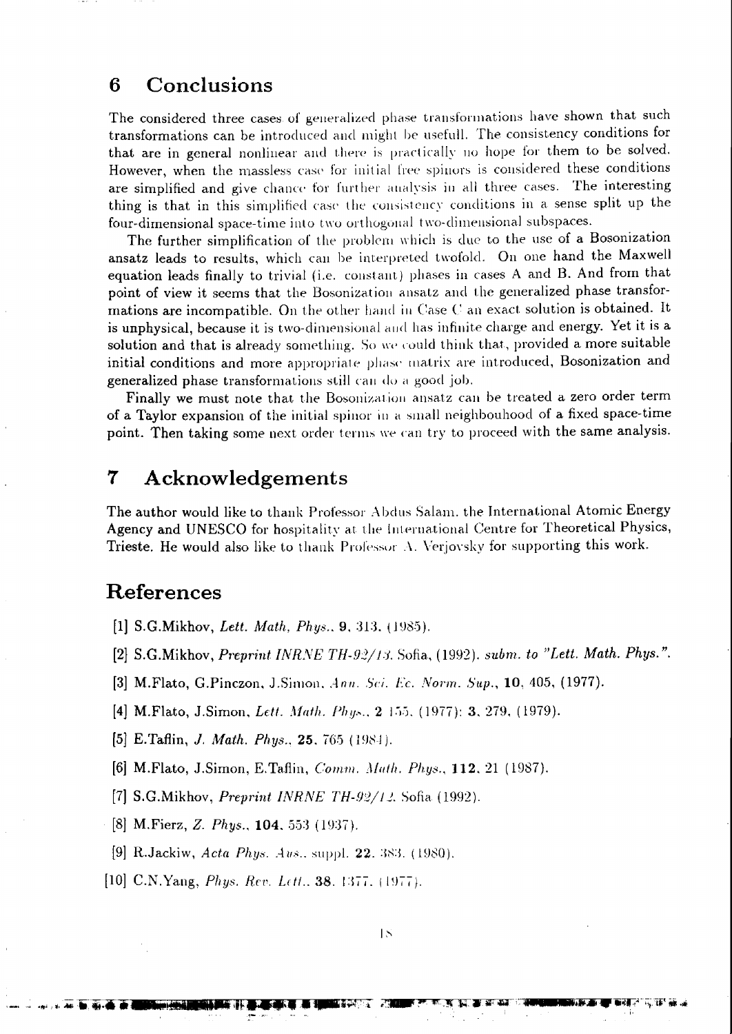# 6 Conclusions

The considered three cases of generalized phase transformations have shown that such transformations can be introduced and might be usefull. The consistency conditions for that are in general nonlinear and there is practically no hope for them to be solved. However, when the massless case for initial free spinors is considered these conditions are simplified and give chance for further analysis in all three cases. The interesting thing is that in this simplified case the consistency conditions in a sense split up the four-dimensional space-time into two orthogonal two-dimensional subspaces.

The further simplification of the problem which is due to the use of a Bosonization ansatz leads to results, which can be interpreted twofold. On one hand the Maxwell equation leads finally to trivial (i.e. constant) phases in cases A and B. And from that point of view it seems that the Bosonization ansatz and the generalized phase transformations are incompatible. On the other hand in Case C an exact solution is obtained. It is unphysical, because it is two-dimensional and has infinite charge and energy. Yet it is a solution and that is already something. So we could think that, provided a more suitable initial conditions and more appropriate phase matrix are introduced, Bosonization and generalized phase transformations still can do a good job.

Finally we must note that the Bosonization ansatz can be treated a zero order term of a Taylor expansion of the initial spinor in a small neighbouhood of a fixed space-time point. Then taking some next order terms we can try to proceed with the same analysis.

# 7 Acknowledgements

The author would like to thank Professor Abdus Salam, the International Atomic Energy Agency and UNESCO for hospitality at the International Centre for Theoretical Physics, Trieste. He would also like to thank Professor A. Verjovsky for supporting this work.

# References

[1] S.G.Mikhov, *Lett. Math. Phys.*, **9**, 313, (1985).

[2] S.G.Mikhov, *Preprint INRNE TH-92/13*, Sofia, (1992). *subm. to "Lett. Math. Phys."*.

[3] M.Flato, G.Pinczon, J.Simon, *Ann. Sci. Ec. Norm. Sup.*, **10**, 405, (1977).

[4] M.Flato, J.Simon, *Lett. Math. Phys.*, **2** 155, (1977); **3**, 279, (1979).

[5] E.Taflin, *J. Math. Phys.*, **25**, 765 (1984).

[6] M.Flato, J.Simon, E.Taflin, *Comm. Math. Phys.*, **112**, 21 (1987).

[7] S.G.Mikhov, *Preprint INRNE TH-92/12*, Sofia (1992).

[8] M.Fierz, *Z. Phys.*, **104**, 553 (1937).

[9] R.Jackiw, *Acta Phys. Aus.*, suppl. **22**, 383, (1980).

[10] C.N.Yang, *Phys. Rev. Lett.*, **38**, 1377, (1977).